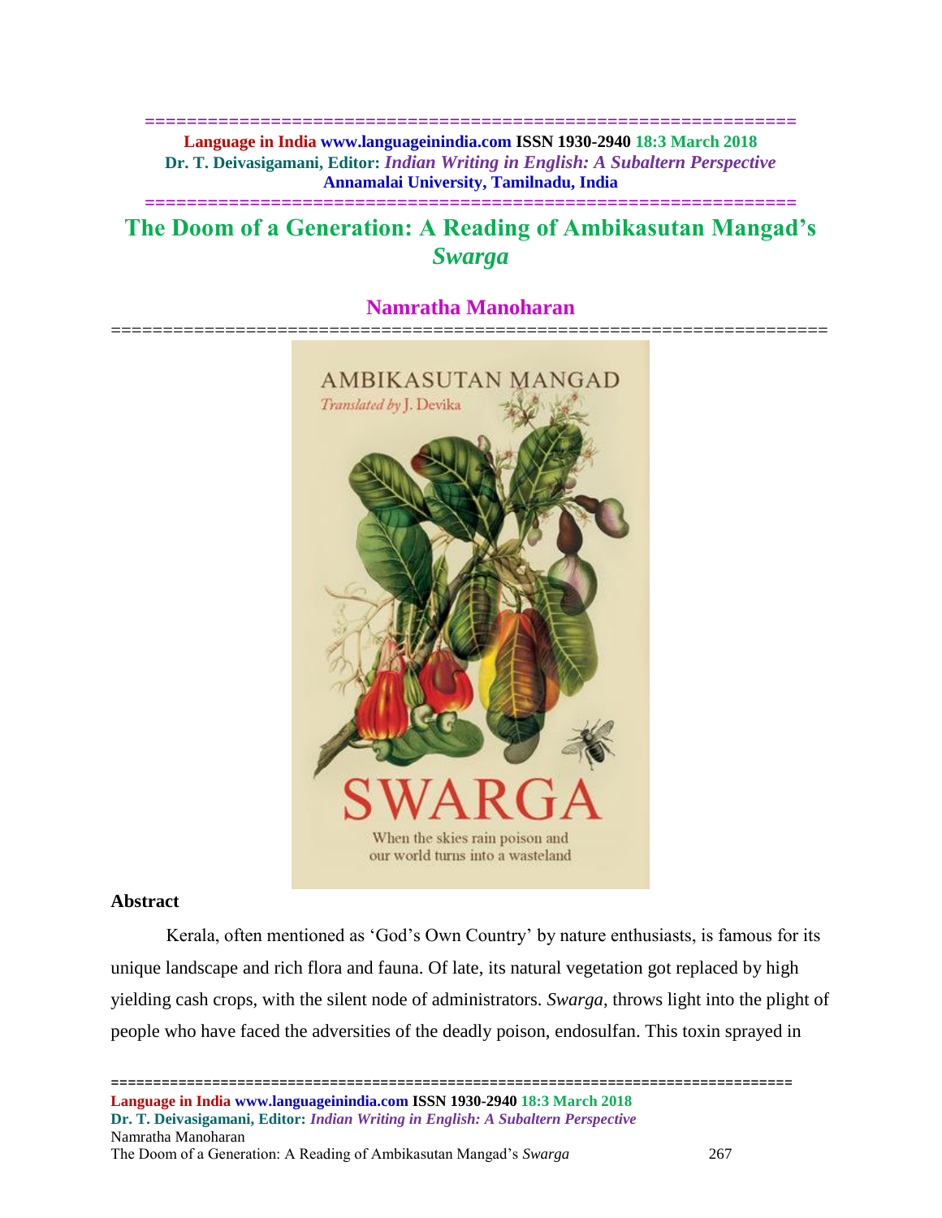# The Doom of a Generation: A Reading of Ambikasutan Mangad's *Swarga*

## Namratha Manoharan

### Abstract

Kerala, often mentioned as 'God's Own Country' by nature enthusiasts, is famous for its unique landscape and rich flora and fauna. Of late, its natural vegetation got replaced by high yielding cash crops, with the silent node of administrators. *Swarga*, throws light into the plight of people who have faced the adversities of the deadly poison, endosulfan. This toxin sprayed in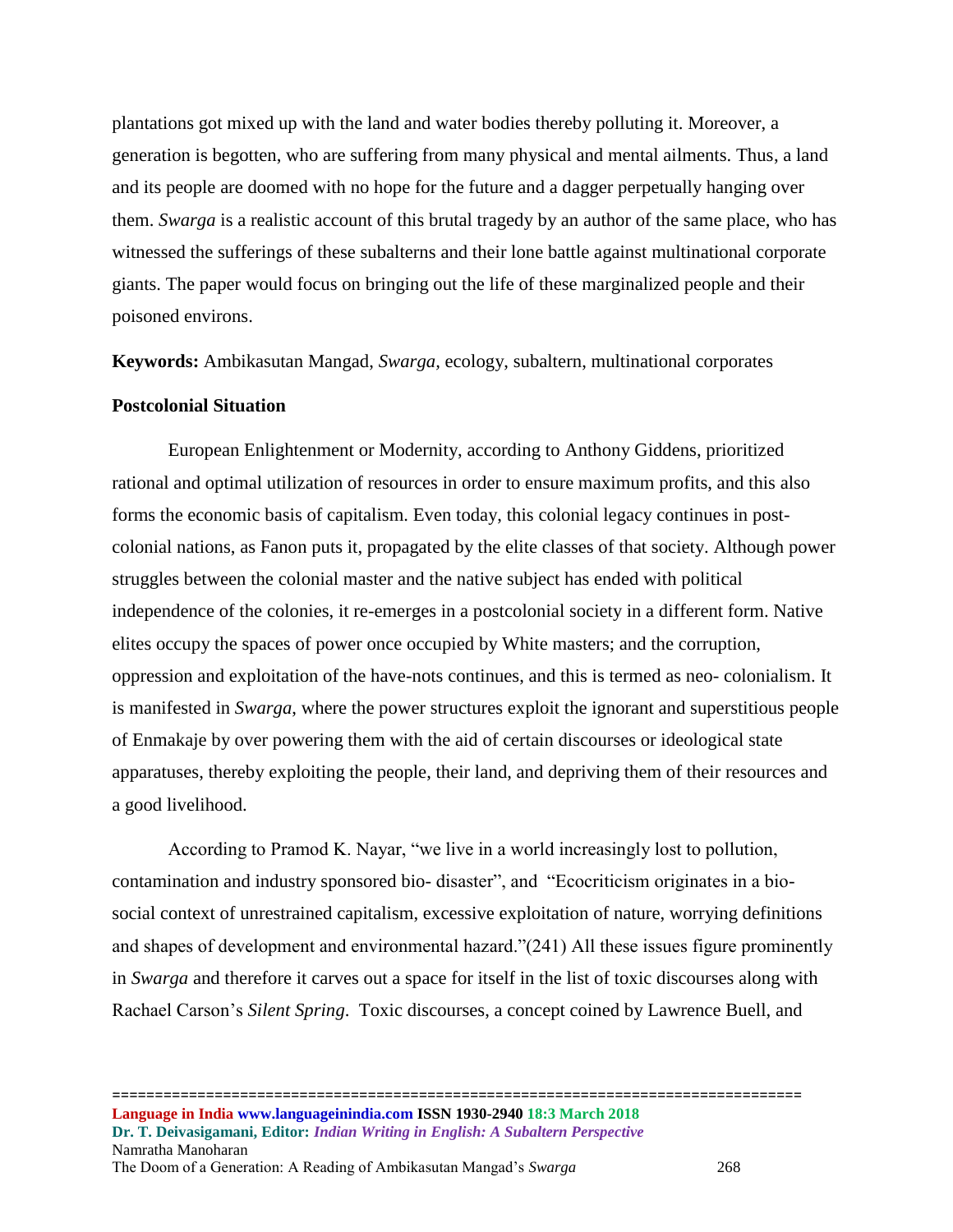plantations got mixed up with the land and water bodies thereby polluting it. Moreover, a generation is begotten, who are suffering from many physical and mental ailments. Thus, a land and its people are doomed with no hope for the future and a dagger perpetually hanging over them. *Swarga* is a realistic account of this brutal tragedy by an author of the same place, who has witnessed the sufferings of these subalterns and their lone battle against multinational corporate giants. The paper would focus on bringing out the life of these marginalized people and their poisoned environs.

**Keywords:** Ambikasutan Mangad, *Swarga*, ecology, subaltern, multinational corporates

**Postcolonial Situation**

European Enlightenment or Modernity, according to Anthony Giddens, prioritized rational and optimal utilization of resources in order to ensure maximum profits, and this also forms the economic basis of capitalism. Even today, this colonial legacy continues in post-colonial nations, as Fanon puts it, propagated by the elite classes of that society. Although power struggles between the colonial master and the native subject has ended with political independence of the colonies, it re-emerges in a postcolonial society in a different form. Native elites occupy the spaces of power once occupied by White masters; and the corruption, oppression and exploitation of the have-nots continues, and this is termed as neo- colonialism. It is manifested in *Swarga*, where the power structures exploit the ignorant and superstitious people of Enmakaje by over powering them with the aid of certain discourses or ideological state apparatuses, thereby exploiting the people, their land, and depriving them of their resources and a good livelihood.

According to Pramod K. Nayar, "we live in a world increasingly lost to pollution, contamination and industry sponsored bio- disaster", and "Ecocriticism originates in a bio-social context of unrestrained capitalism, excessive exploitation of nature, worrying definitions and shapes of development and environmental hazard."(241) All these issues figure prominently in *Swarga* and therefore it carves out a space for itself in the list of toxic discourses along with Rachael Carson's *Silent Spring*. Toxic discourses, a concept coined by Lawrence Buell, and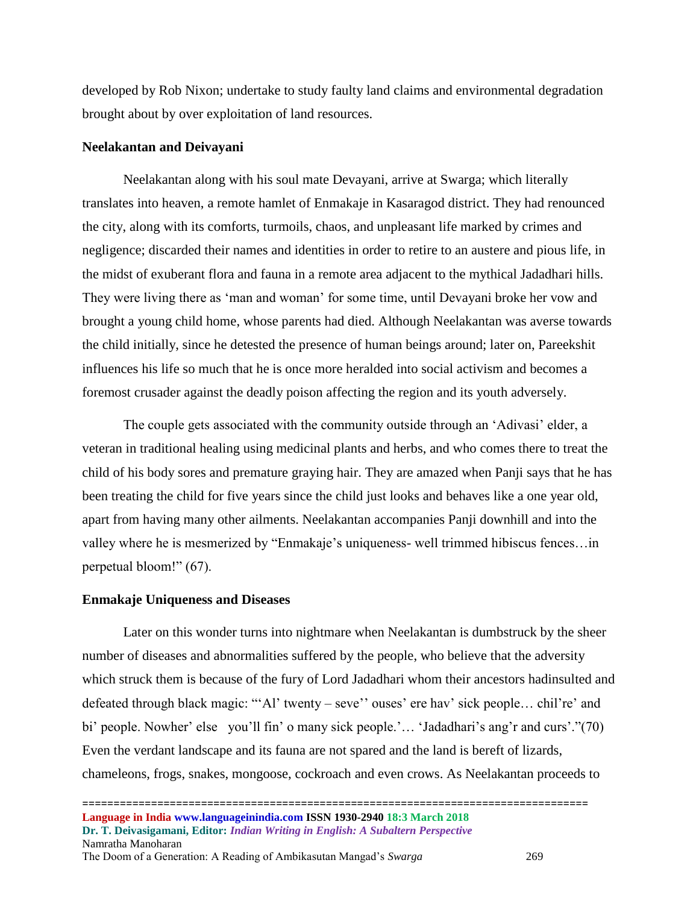developed by Rob Nixon; undertake to study faulty land claims and environmental degradation brought about by over exploitation of land resources.

**Neelakantan and Deivayani**

Neelakantan along with his soul mate Devayani, arrive at Swarga; which literally translates into heaven, a remote hamlet of Enmakaje in Kasaragod district. They had renounced the city, along with its comforts, turmoils, chaos, and unpleasant life marked by crimes and negligence; discarded their names and identities in order to retire to an austere and pious life, in the midst of exuberant flora and fauna in a remote area adjacent to the mythical Jadadhari hills. They were living there as 'man and woman' for some time, until Devayani broke her vow and brought a young child home, whose parents had died. Although Neelakantan was averse towards the child initially, since he detested the presence of human beings around; later on, Pareekshit influences his life so much that he is once more heralded into social activism and becomes a foremost crusader against the deadly poison affecting the region and its youth adversely.

The couple gets associated with the community outside through an 'Adivasi' elder, a veteran in traditional healing using medicinal plants and herbs, and who comes there to treat the child of his body sores and premature graying hair. They are amazed when Panji says that he has been treating the child for five years since the child just looks and behaves like a one year old, apart from having many other ailments. Neelakantan accompanies Panji downhill and into the valley where he is mesmerized by "Enmakaje's uniqueness- well trimmed hibiscus fences…in perpetual bloom!" (67).

**Enmakaje Uniqueness and Diseases**

Later on this wonder turns into nightmare when Neelakantan is dumbstruck by the sheer number of diseases and abnormalities suffered by the people, who believe that the adversity which struck them is because of the fury of Lord Jadadhari whom their ancestors hadinsulted and defeated through black magic: "'Al' twenty – seve'' ouses' ere hav' sick people… chil're' and bi' people. Nowher' else you'll fin' o many sick people.'… 'Jadadhari's ang'r and curs'."(70) Even the verdant landscape and its fauna are not spared and the land is bereft of lizards, chameleons, frogs, snakes, mongoose, cockroach and even crows. As Neelakantan proceeds to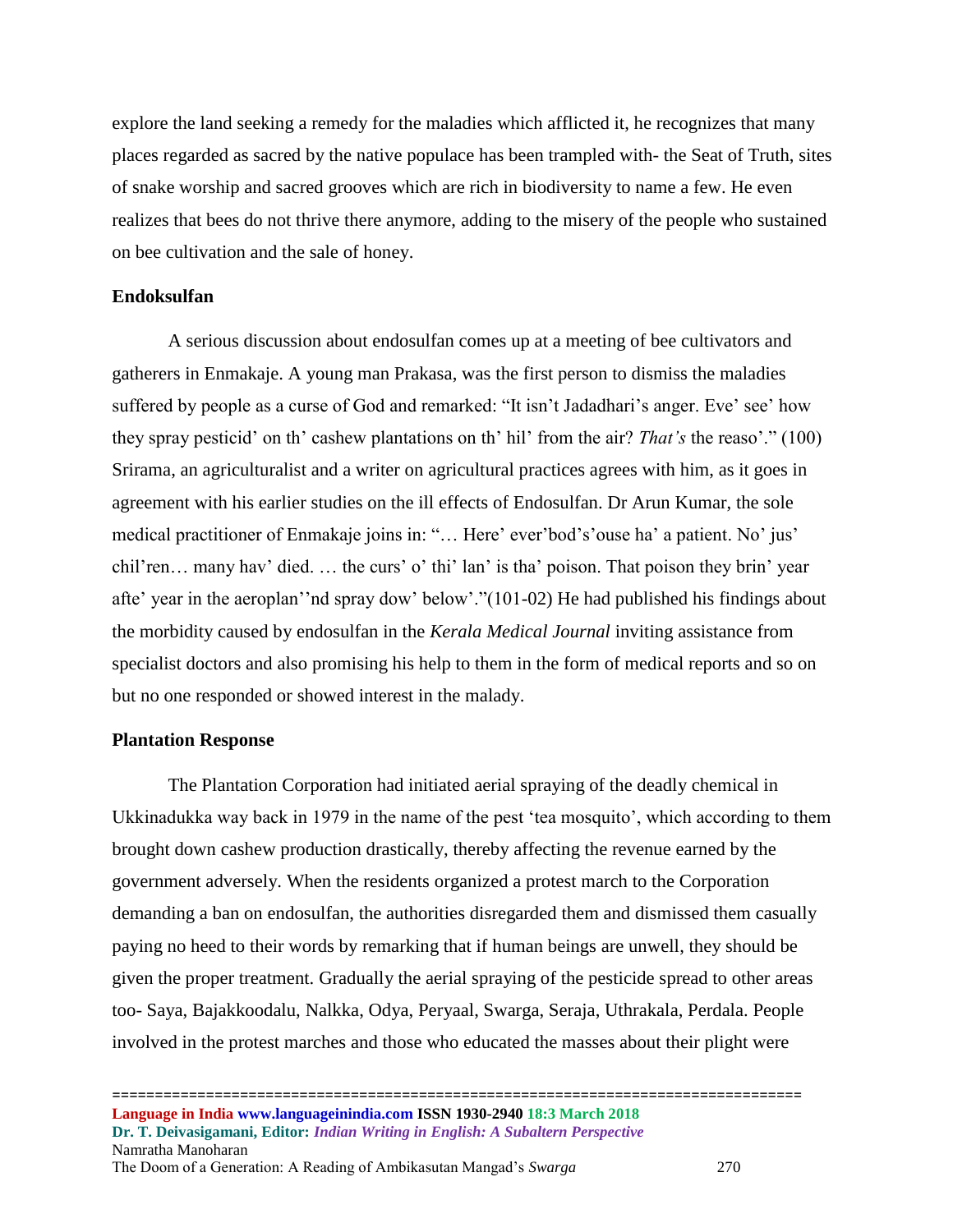explore the land seeking a remedy for the maladies which afflicted it, he recognizes that many places regarded as sacred by the native populace has been trampled with- the Seat of Truth, sites of snake worship and sacred grooves which are rich in biodiversity to name a few. He even realizes that bees do not thrive there anymore, adding to the misery of the people who sustained on bee cultivation and the sale of honey.

**Endoksulfan**

A serious discussion about endosulfan comes up at a meeting of bee cultivators and gatherers in Enmakaje. A young man Prakasa, was the first person to dismiss the maladies suffered by people as a curse of God and remarked: "It isn't Jadadhari's anger. Eve' see' how they spray pesticid' on th' cashew plantations on th' hil' from the air? *That's* the reaso'." (100) Srirama, an agriculturalist and a writer on agricultural practices agrees with him, as it goes in agreement with his earlier studies on the ill effects of Endosulfan. Dr Arun Kumar, the sole medical practitioner of Enmakaje joins in: "… Here' ever'bod's'ouse ha' a patient. No' jus' chil'ren… many hav' died. … the curs' o' thi' lan' is tha' poison. That poison they brin' year afte' year in the aeroplan''nd spray dow' below'."(101-02) He had published his findings about the morbidity caused by endosulfan in the *Kerala Medical Journal* inviting assistance from specialist doctors and also promising his help to them in the form of medical reports and so on but no one responded or showed interest in the malady.

**Plantation Response**

The Plantation Corporation had initiated aerial spraying of the deadly chemical in Ukkinadukka way back in 1979 in the name of the pest 'tea mosquito', which according to them brought down cashew production drastically, thereby affecting the revenue earned by the government adversely. When the residents organized a protest march to the Corporation demanding a ban on endosulfan, the authorities disregarded them and dismissed them casually paying no heed to their words by remarking that if human beings are unwell, they should be given the proper treatment. Gradually the aerial spraying of the pesticide spread to other areas too- Saya, Bajakkoodalu, Nalkka, Odya, Peryaal, Swarga, Seraja, Uthrakala, Perdala. People involved in the protest marches and those who educated the masses about their plight were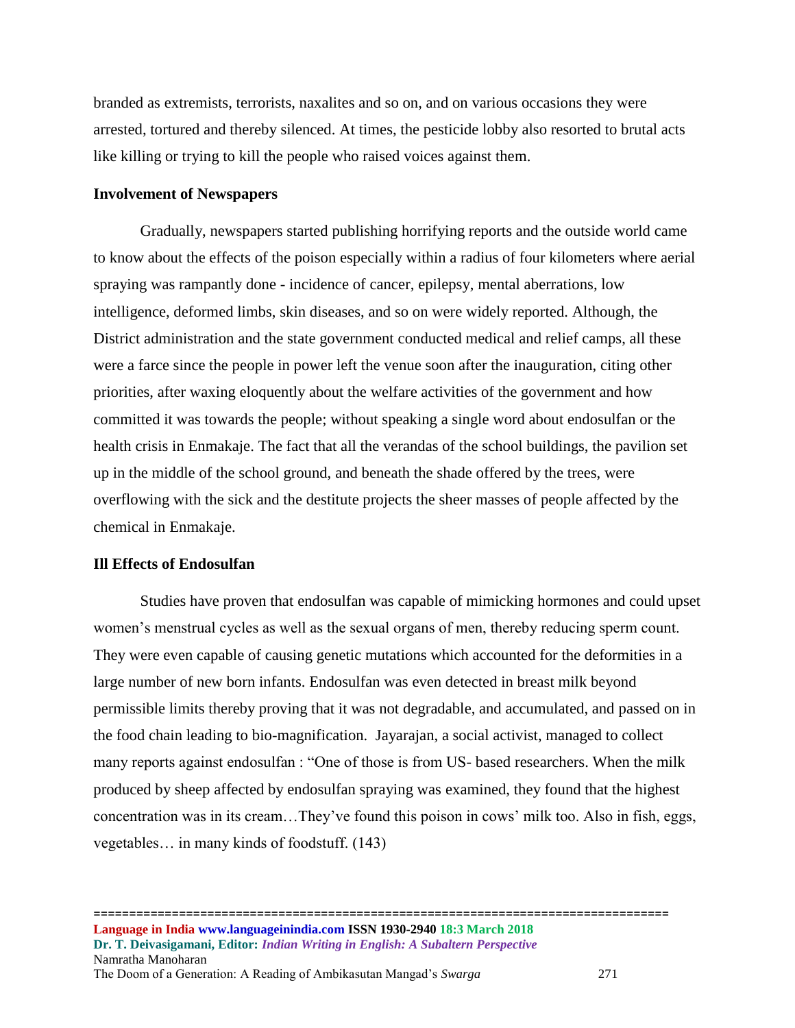branded as extremists, terrorists, naxalites and so on, and on various occasions they were arrested, tortured and thereby silenced. At times, the pesticide lobby also resorted to brutal acts like killing or trying to kill the people who raised voices against them.

**Involvement of Newspapers**

Gradually, newspapers started publishing horrifying reports and the outside world came to know about the effects of the poison especially within a radius of four kilometers where aerial spraying was rampantly done - incidence of cancer, epilepsy, mental aberrations, low intelligence, deformed limbs, skin diseases, and so on were widely reported. Although, the District administration and the state government conducted medical and relief camps, all these were a farce since the people in power left the venue soon after the inauguration, citing other priorities, after waxing eloquently about the welfare activities of the government and how committed it was towards the people; without speaking a single word about endosulfan or the health crisis in Enmakaje. The fact that all the verandas of the school buildings, the pavilion set up in the middle of the school ground, and beneath the shade offered by the trees, were overflowing with the sick and the destitute projects the sheer masses of people affected by the chemical in Enmakaje.

**Ill Effects of Endosulfan**

Studies have proven that endosulfan was capable of mimicking hormones and could upset women's menstrual cycles as well as the sexual organs of men, thereby reducing sperm count. They were even capable of causing genetic mutations which accounted for the deformities in a large number of new born infants. Endosulfan was even detected in breast milk beyond permissible limits thereby proving that it was not degradable, and accumulated, and passed on in the food chain leading to bio-magnification. Jayarajan, a social activist, managed to collect many reports against endosulfan : "One of those is from US- based researchers. When the milk produced by sheep affected by endosulfan spraying was examined, they found that the highest concentration was in its cream…They've found this poison in cows' milk too. Also in fish, eggs, vegetables… in many kinds of foodstuff. (143)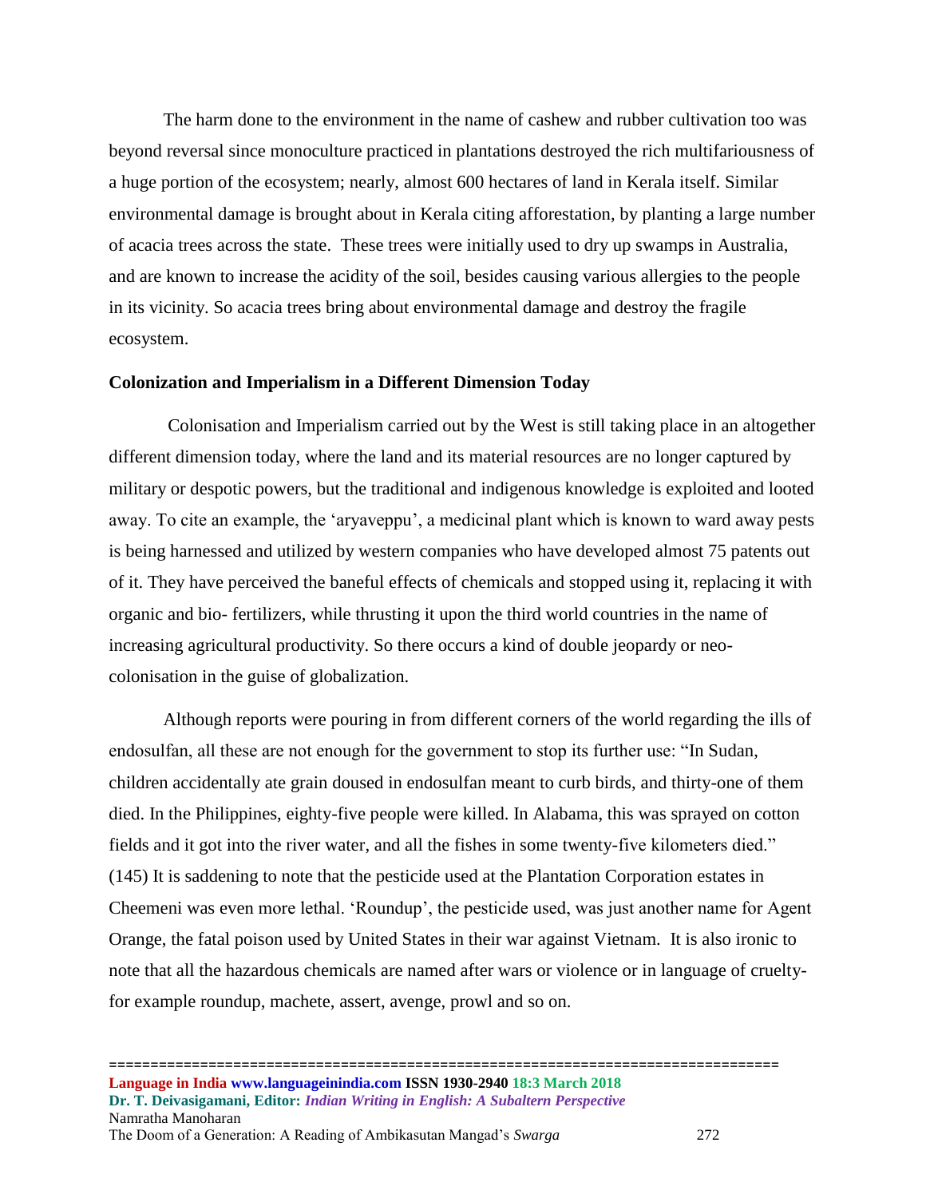The harm done to the environment in the name of cashew and rubber cultivation too was beyond reversal since monoculture practiced in plantations destroyed the rich multifariousness of a huge portion of the ecosystem; nearly, almost 600 hectares of land in Kerala itself. Similar environmental damage is brought about in Kerala citing afforestation, by planting a large number of acacia trees across the state. These trees were initially used to dry up swamps in Australia, and are known to increase the acidity of the soil, besides causing various allergies to the people in its vicinity. So acacia trees bring about environmental damage and destroy the fragile ecosystem.

**Colonization and Imperialism in a Different Dimension Today**

Colonisation and Imperialism carried out by the West is still taking place in an altogether different dimension today, where the land and its material resources are no longer captured by military or despotic powers, but the traditional and indigenous knowledge is exploited and looted away. To cite an example, the 'aryaveppu', a medicinal plant which is known to ward away pests is being harnessed and utilized by western companies who have developed almost 75 patents out of it. They have perceived the baneful effects of chemicals and stopped using it, replacing it with organic and bio- fertilizers, while thrusting it upon the third world countries in the name of increasing agricultural productivity. So there occurs a kind of double jeopardy or neo-colonisation in the guise of globalization.

Although reports were pouring in from different corners of the world regarding the ills of endosulfan, all these are not enough for the government to stop its further use: "In Sudan, children accidentally ate grain doused in endosulfan meant to curb birds, and thirty-one of them died. In the Philippines, eighty-five people were killed. In Alabama, this was sprayed on cotton fields and it got into the river water, and all the fishes in some twenty-five kilometers died." (145) It is saddening to note that the pesticide used at the Plantation Corporation estates in Cheemeni was even more lethal. 'Roundup', the pesticide used, was just another name for Agent Orange, the fatal poison used by United States in their war against Vietnam. It is also ironic to note that all the hazardous chemicals are named after wars or violence or in language of cruelty- for example roundup, machete, assert, avenge, prowl and so on.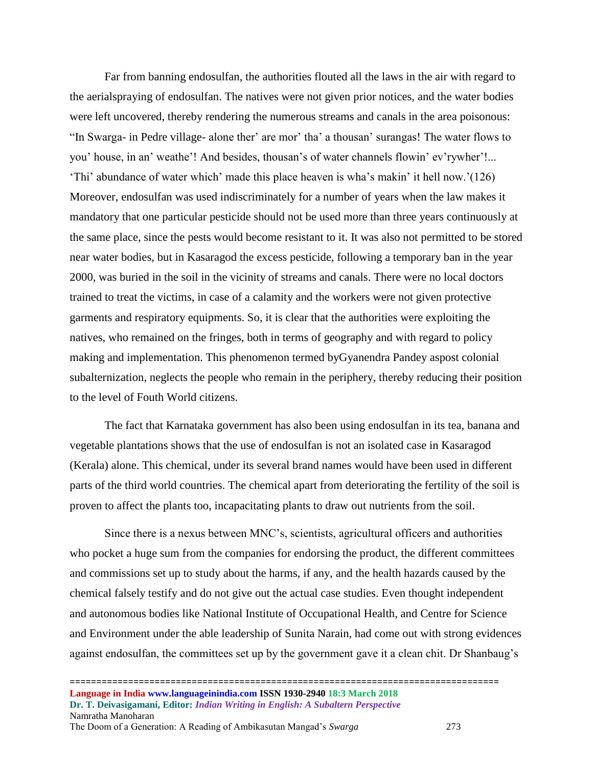Far from banning endosulfan, the authorities flouted all the laws in the air with regard to the aerialspraying of endosulfan. The natives were not given prior notices, and the water bodies were left uncovered, thereby rendering the numerous streams and canals in the area poisonous: "In Swarga- in Pedre village- alone ther' are mor' tha' a thousan' surangas! The water flows to you' house, in an' weathe'! And besides, thousan's of water channels flowin' ev'rywher'!... 'Thi' abundance of water which' made this place heaven is wha's makin' it hell now.'(126) Moreover, endosulfan was used indiscriminately for a number of years when the law makes it mandatory that one particular pesticide should not be used more than three years continuously at the same place, since the pests would become resistant to it. It was also not permitted to be stored near water bodies, but in Kasaragod the excess pesticide, following a temporary ban in the year 2000, was buried in the soil in the vicinity of streams and canals. There were no local doctors trained to treat the victims, in case of a calamity and the workers were not given protective garments and respiratory equipments. So, it is clear that the authorities were exploiting the natives, who remained on the fringes, both in terms of geography and with regard to policy making and implementation. This phenomenon termed byGyanendra Pandey aspost colonial subalternization, neglects the people who remain in the periphery, thereby reducing their position to the level of Fouth World citizens.

The fact that Karnataka government has also been using endosulfan in its tea, banana and vegetable plantations shows that the use of endosulfan is not an isolated case in Kasaragod (Kerala) alone. This chemical, under its several brand names would have been used in different parts of the third world countries. The chemical apart from deteriorating the fertility of the soil is proven to affect the plants too, incapacitating plants to draw out nutrients from the soil.

Since there is a nexus between MNC's, scientists, agricultural officers and authorities who pocket a huge sum from the companies for endorsing the product, the different committees and commissions set up to study about the harms, if any, and the health hazards caused by the chemical falsely testify and do not give out the actual case studies. Even thought independent and autonomous bodies like National Institute of Occupational Health, and Centre for Science and Environment under the able leadership of Sunita Narain, had come out with strong evidences against endosulfan, the committees set up by the government gave it a clean chit. Dr Shanbaug's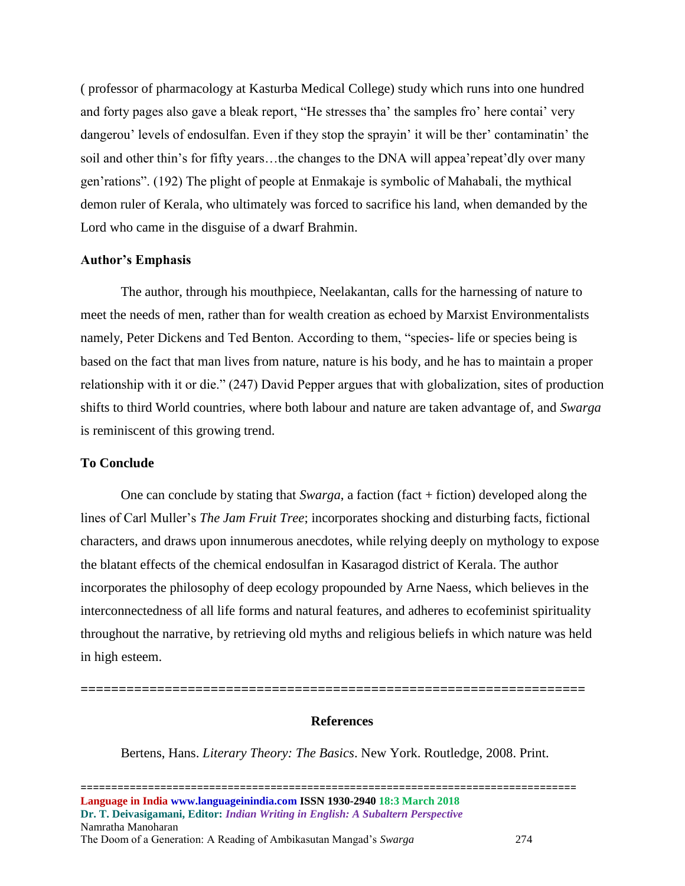( professor of pharmacology at Kasturba Medical College) study which runs into one hundred and forty pages also gave a bleak report, "He stresses tha' the samples fro' here contai' very dangerou' levels of endosulfan. Even if they stop the sprayin' it will be ther' contaminatin' the soil and other thin's for fifty years…the changes to the DNA will appea'repeat'dly over many gen'rations". (192) The plight of people at Enmakaje is symbolic of Mahabali, the mythical demon ruler of Kerala, who ultimately was forced to sacrifice his land, when demanded by the Lord who came in the disguise of a dwarf Brahmin.

### Author's Emphasis

The author, through his mouthpiece, Neelakantan, calls for the harnessing of nature to meet the needs of men, rather than for wealth creation as echoed by Marxist Environmentalists namely, Peter Dickens and Ted Benton. According to them, "species- life or species being is based on the fact that man lives from nature, nature is his body, and he has to maintain a proper relationship with it or die." (247) David Pepper argues that with globalization, sites of production shifts to third World countries, where both labour and nature are taken advantage of, and *Swarga* is reminiscent of this growing trend.

### To Conclude

One can conclude by stating that *Swarga*, a faction (fact + fiction) developed along the lines of Carl Muller's *The Jam Fruit Tree*; incorporates shocking and disturbing facts, fictional characters, and draws upon innumerous anecdotes, while relying deeply on mythology to expose the blatant effects of the chemical endosulfan in Kasaragod district of Kerala. The author incorporates the philosophy of deep ecology propounded by Arne Naess, which believes in the interconnectedness of all life forms and natural features, and adheres to ecofeminist spirituality throughout the narrative, by retrieving old myths and religious beliefs in which nature was held in high esteem.

=================================================================

## References

Bertens, Hans. *Literary Theory: The Basics*. New York. Routledge, 2008. Print.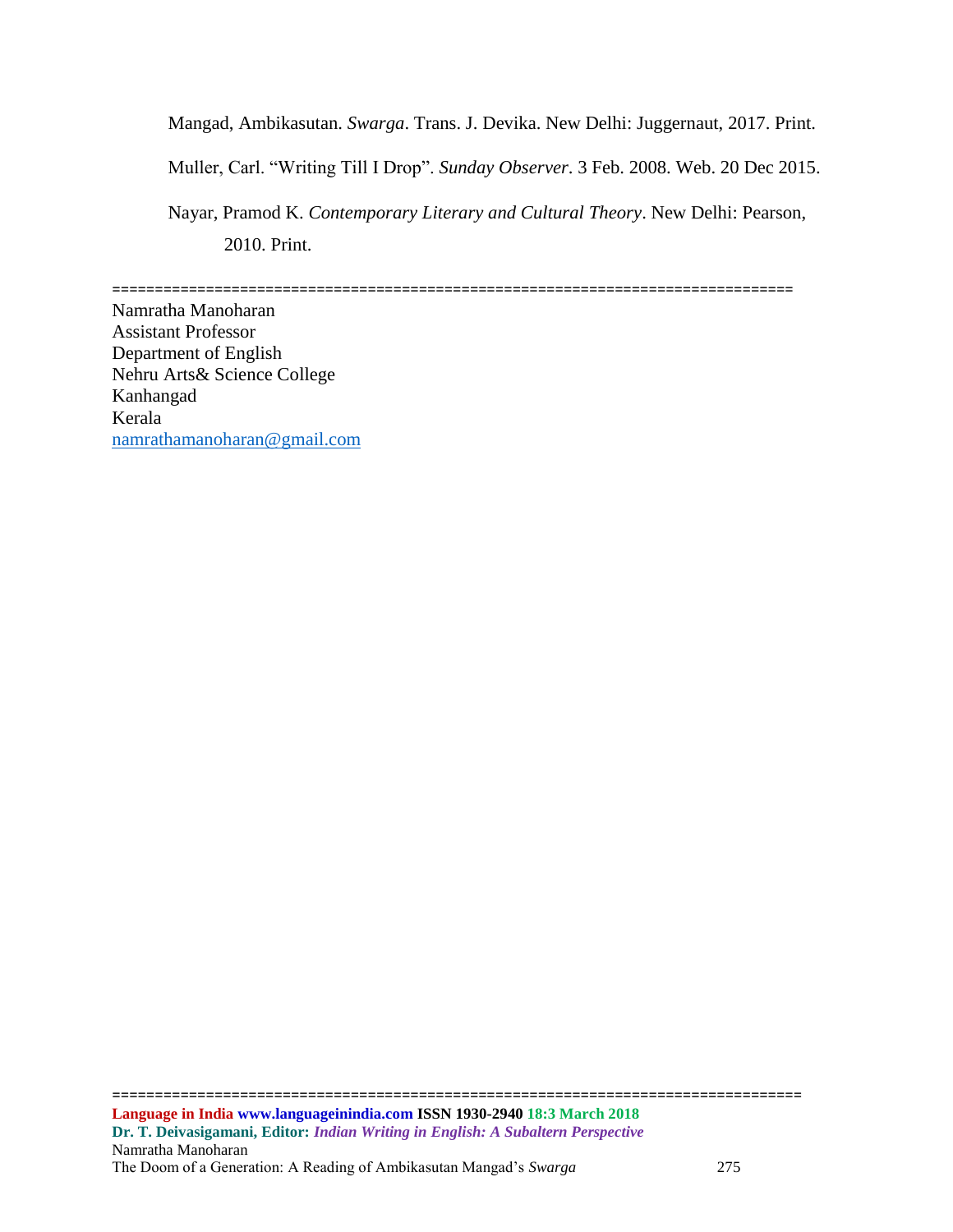Mangad, Ambikasutan. *Swarga*. Trans. J. Devika. New Delhi: Juggernaut, 2017. Print.

Muller, Carl. "Writing Till I Drop". *Sunday Observer*. 3 Feb. 2008. Web. 20 Dec 2015.

Nayar, Pramod K. *Contemporary Literary and Cultural Theory*. New Delhi: Pearson, 2010. Print.

================================================================================

Namratha Manoharan
Assistant Professor
Department of English
Nehru Arts& Science College
Kanhangad
Kerala
namrathamanoharan@gmail.com